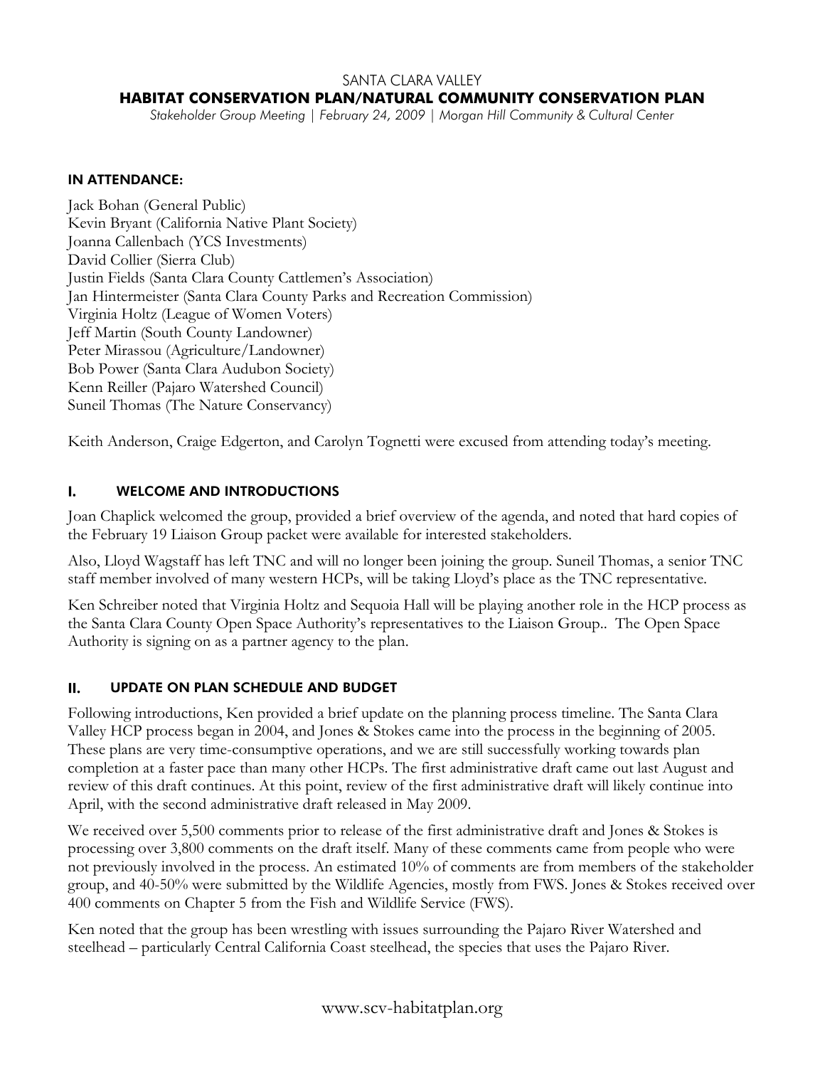SANTA CLARA VALLEY

# HABITAT CONSERVATION PLAN/NATURAL COMMUNITY CONSERVATION PLAN

*Stakeholder Group Meeting | February 24, 2009 | Morgan Hill Community & Cultural Center*

## IN ATTENDANCE:

Jack Bohan (General Public)
Kevin Bryant (California Native Plant Society)
Joanna Callenbach (YCS Investments)
David Collier (Sierra Club)
Justin Fields (Santa Clara County Cattlemen's Association)
Jan Hintermeister (Santa Clara County Parks and Recreation Commission)
Virginia Holtz (League of Women Voters)
Jeff Martin (South County Landowner)
Peter Mirassou (Agriculture/Landowner)
Bob Power (Santa Clara Audubon Society)
Kenn Reiller (Pajaro Watershed Council)
Suneil Thomas (The Nature Conservancy)

Keith Anderson, Craige Edgerton, and Carolyn Tognetti were excused from attending today's meeting.

## I. WELCOME AND INTRODUCTIONS

Joan Chaplick welcomed the group, provided a brief overview of the agenda, and noted that hard copies of the February 19 Liaison Group packet were available for interested stakeholders.

Also, Lloyd Wagstaff has left TNC and will no longer been joining the group. Suneil Thomas, a senior TNC staff member involved of many western HCPs, will be taking Lloyd's place as the TNC representative.

Ken Schreiber noted that Virginia Holtz and Sequoia Hall will be playing another role in the HCP process as the Santa Clara County Open Space Authority's representatives to the Liaison Group.. The Open Space Authority is signing on as a partner agency to the plan.

## II. UPDATE ON PLAN SCHEDULE AND BUDGET

Following introductions, Ken provided a brief update on the planning process timeline. The Santa Clara Valley HCP process began in 2004, and Jones & Stokes came into the process in the beginning of 2005. These plans are very time-consumptive operations, and we are still successfully working towards plan completion at a faster pace than many other HCPs. The first administrative draft came out last August and review of this draft continues. At this point, review of the first administrative draft will likely continue into April, with the second administrative draft released in May 2009.

We received over 5,500 comments prior to release of the first administrative draft and Jones & Stokes is processing over 3,800 comments on the draft itself. Many of these comments came from people who were not previously involved in the process. An estimated 10% of comments are from members of the stakeholder group, and 40-50% were submitted by the Wildlife Agencies, mostly from FWS. Jones & Stokes received over 400 comments on Chapter 5 from the Fish and Wildlife Service (FWS).

Ken noted that the group has been wrestling with issues surrounding the Pajaro River Watershed and steelhead – particularly Central California Coast steelhead, the species that uses the Pajaro River.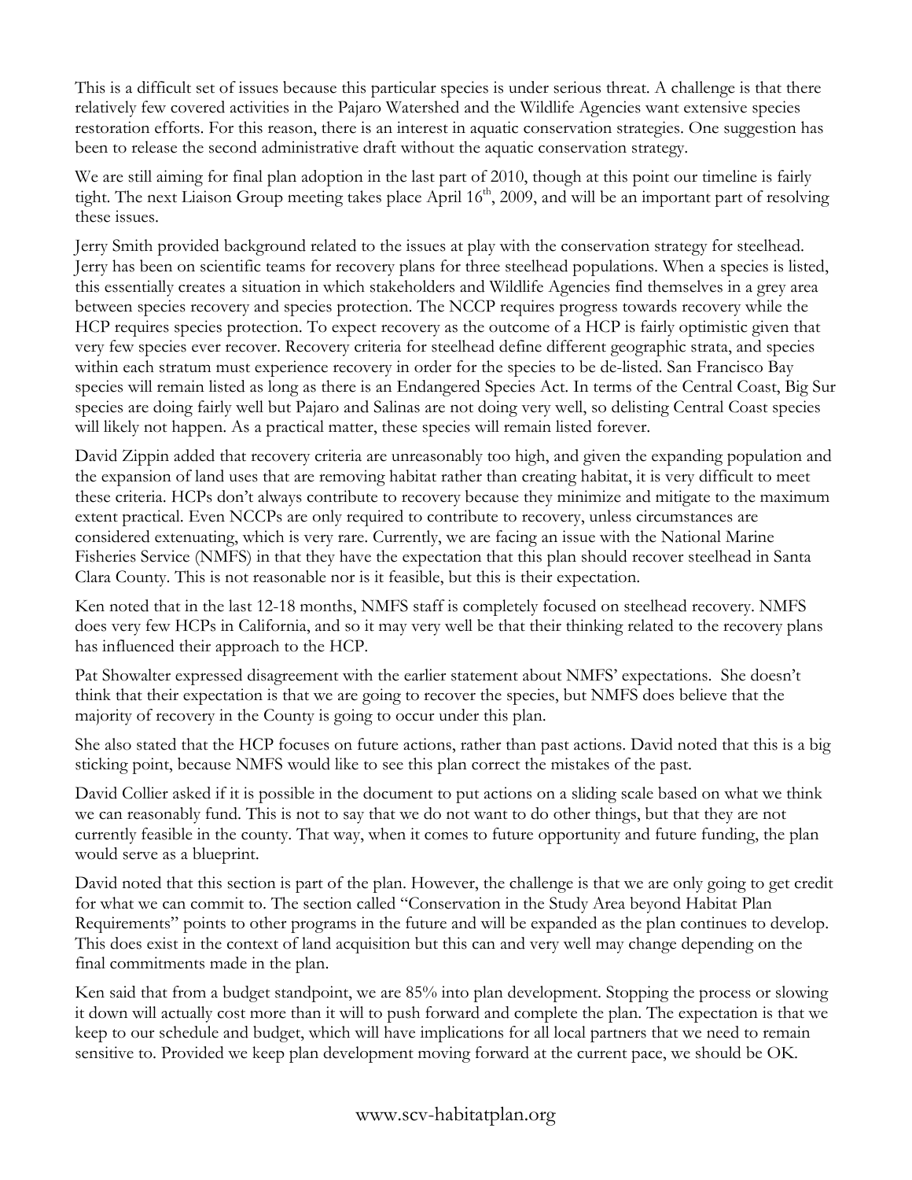This is a difficult set of issues because this particular species is under serious threat. A challenge is that there relatively few covered activities in the Pajaro Watershed and the Wildlife Agencies want extensive species restoration efforts. For this reason, there is an interest in aquatic conservation strategies. One suggestion has been to release the second administrative draft without the aquatic conservation strategy.

We are still aiming for final plan adoption in the last part of 2010, though at this point our timeline is fairly tight. The next Liaison Group meeting takes place April 16th, 2009, and will be an important part of resolving these issues.

Jerry Smith provided background related to the issues at play with the conservation strategy for steelhead. Jerry has been on scientific teams for recovery plans for three steelhead populations. When a species is listed, this essentially creates a situation in which stakeholders and Wildlife Agencies find themselves in a grey area between species recovery and species protection. The NCCP requires progress towards recovery while the HCP requires species protection. To expect recovery as the outcome of a HCP is fairly optimistic given that very few species ever recover. Recovery criteria for steelhead define different geographic strata, and species within each stratum must experience recovery in order for the species to be de-listed. San Francisco Bay species will remain listed as long as there is an Endangered Species Act. In terms of the Central Coast, Big Sur species are doing fairly well but Pajaro and Salinas are not doing very well, so delisting Central Coast species will likely not happen. As a practical matter, these species will remain listed forever.

David Zippin added that recovery criteria are unreasonably too high, and given the expanding population and the expansion of land uses that are removing habitat rather than creating habitat, it is very difficult to meet these criteria. HCPs don't always contribute to recovery because they minimize and mitigate to the maximum extent practical. Even NCCPs are only required to contribute to recovery, unless circumstances are considered extenuating, which is very rare. Currently, we are facing an issue with the National Marine Fisheries Service (NMFS) in that they have the expectation that this plan should recover steelhead in Santa Clara County. This is not reasonable nor is it feasible, but this is their expectation.

Ken noted that in the last 12-18 months, NMFS staff is completely focused on steelhead recovery. NMFS does very few HCPs in California, and so it may very well be that their thinking related to the recovery plans has influenced their approach to the HCP.

Pat Showalter expressed disagreement with the earlier statement about NMFS' expectations. She doesn't think that their expectation is that we are going to recover the species, but NMFS does believe that the majority of recovery in the County is going to occur under this plan.

She also stated that the HCP focuses on future actions, rather than past actions. David noted that this is a big sticking point, because NMFS would like to see this plan correct the mistakes of the past.

David Collier asked if it is possible in the document to put actions on a sliding scale based on what we think we can reasonably fund. This is not to say that we do not want to do other things, but that they are not currently feasible in the county. That way, when it comes to future opportunity and future funding, the plan would serve as a blueprint.

David noted that this section is part of the plan. However, the challenge is that we are only going to get credit for what we can commit to. The section called "Conservation in the Study Area beyond Habitat Plan Requirements" points to other programs in the future and will be expanded as the plan continues to develop. This does exist in the context of land acquisition but this can and very well may change depending on the final commitments made in the plan.

Ken said that from a budget standpoint, we are 85% into plan development. Stopping the process or slowing it down will actually cost more than it will to push forward and complete the plan. The expectation is that we keep to our schedule and budget, which will have implications for all local partners that we need to remain sensitive to. Provided we keep plan development moving forward at the current pace, we should be OK.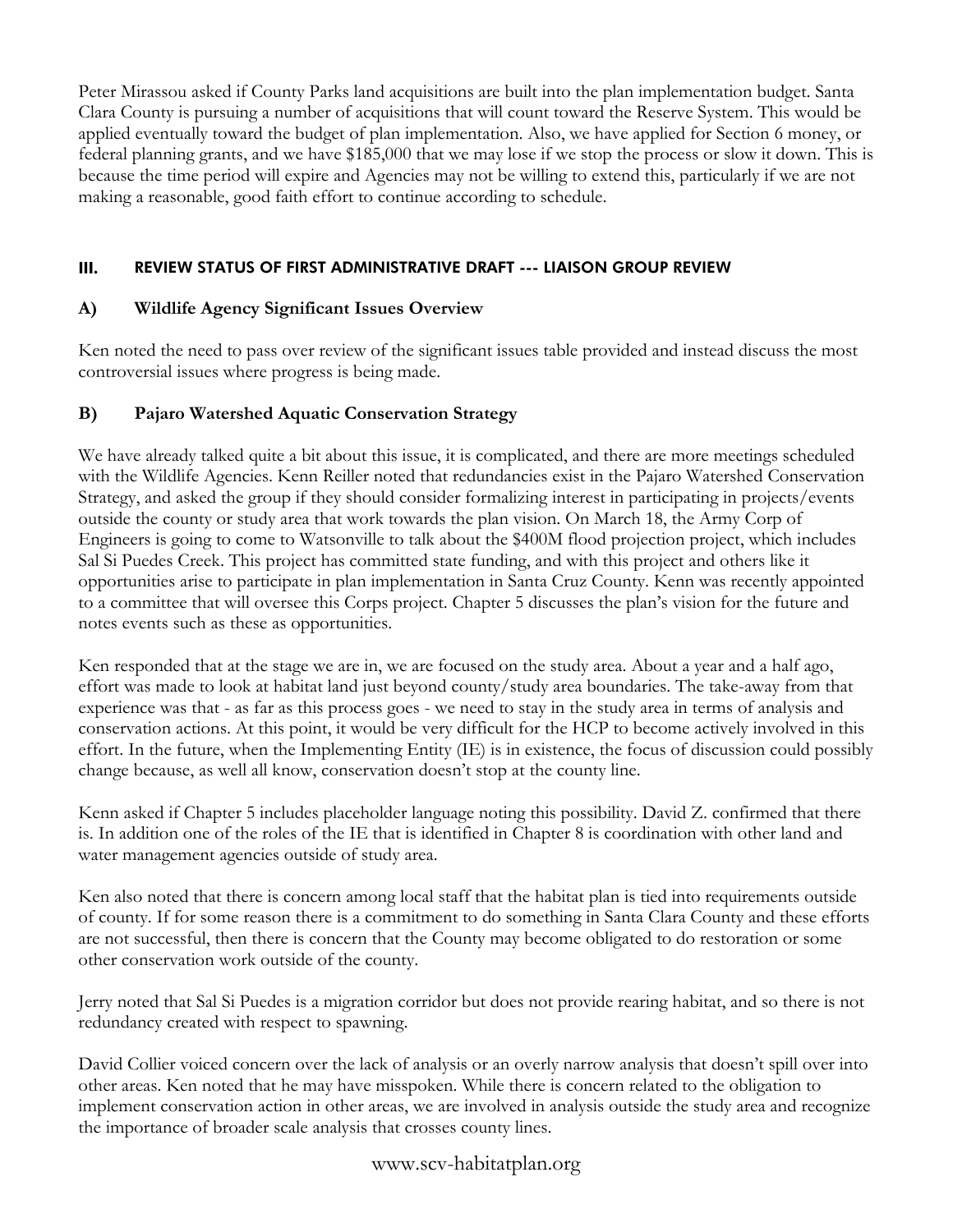Peter Mirassou asked if County Parks land acquisitions are built into the plan implementation budget. Santa Clara County is pursuing a number of acquisitions that will count toward the Reserve System. This would be applied eventually toward the budget of plan implementation. Also, we have applied for Section 6 money, or federal planning grants, and we have $185,000 that we may lose if we stop the process or slow it down. This is because the time period will expire and Agencies may not be willing to extend this, particularly if we are not making a reasonable, good faith effort to continue according to schedule.

## III. REVIEW STATUS OF FIRST ADMINISTRATIVE DRAFT --- LIAISON GROUP REVIEW

### A) Wildlife Agency Significant Issues Overview

Ken noted the need to pass over review of the significant issues table provided and instead discuss the most controversial issues where progress is being made.

### B) Pajaro Watershed Aquatic Conservation Strategy

We have already talked quite a bit about this issue, it is complicated, and there are more meetings scheduled with the Wildlife Agencies. Kenn Reiller noted that redundancies exist in the Pajaro Watershed Conservation Strategy, and asked the group if they should consider formalizing interest in participating in projects/events outside the county or study area that work towards the plan vision. On March 18, the Army Corp of Engineers is going to come to Watsonville to talk about the $400M flood projection project, which includes Sal Si Puedes Creek. This project has committed state funding, and with this project and others like it opportunities arise to participate in plan implementation in Santa Cruz County. Kenn was recently appointed to a committee that will oversee this Corps project. Chapter 5 discusses the plan's vision for the future and notes events such as these as opportunities.

Ken responded that at the stage we are in, we are focused on the study area. About a year and a half ago, effort was made to look at habitat land just beyond county/study area boundaries. The take-away from that experience was that - as far as this process goes - we need to stay in the study area in terms of analysis and conservation actions. At this point, it would be very difficult for the HCP to become actively involved in this effort. In the future, when the Implementing Entity (IE) is in existence, the focus of discussion could possibly change because, as well all know, conservation doesn't stop at the county line.

Kenn asked if Chapter 5 includes placeholder language noting this possibility. David Z. confirmed that there is. In addition one of the roles of the IE that is identified in Chapter 8 is coordination with other land and water management agencies outside of study area.

Ken also noted that there is concern among local staff that the habitat plan is tied into requirements outside of county. If for some reason there is a commitment to do something in Santa Clara County and these efforts are not successful, then there is concern that the County may become obligated to do restoration or some other conservation work outside of the county.

Jerry noted that Sal Si Puedes is a migration corridor but does not provide rearing habitat, and so there is not redundancy created with respect to spawning.

David Collier voiced concern over the lack of analysis or an overly narrow analysis that doesn't spill over into other areas. Ken noted that he may have misspoken. While there is concern related to the obligation to implement conservation action in other areas, we are involved in analysis outside the study area and recognize the importance of broader scale analysis that crosses county lines.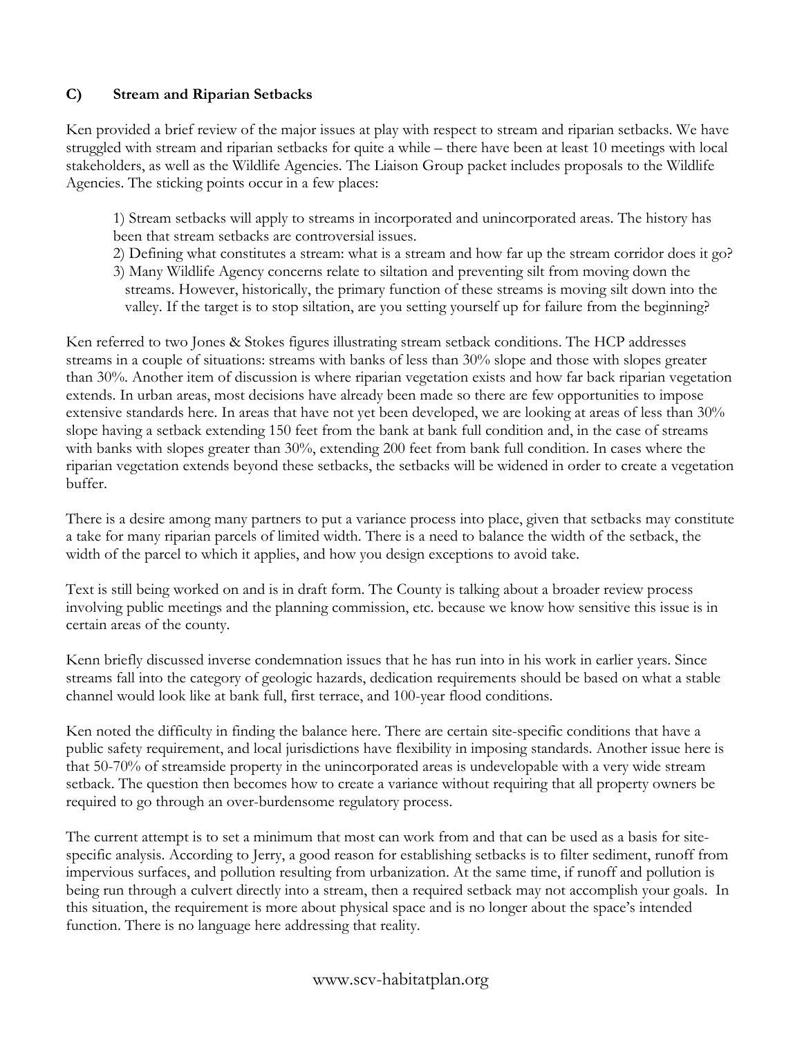### C) Stream and Riparian Setbacks

Ken provided a brief review of the major issues at play with respect to stream and riparian setbacks. We have struggled with stream and riparian setbacks for quite a while – there have been at least 10 meetings with local stakeholders, as well as the Wildlife Agencies. The Liaison Group packet includes proposals to the Wildlife Agencies. The sticking points occur in a few places:

1) Stream setbacks will apply to streams in incorporated and unincorporated areas. The history has been that stream setbacks are controversial issues.
2) Defining what constitutes a stream: what is a stream and how far up the stream corridor does it go?
3) Many Wildlife Agency concerns relate to siltation and preventing silt from moving down the streams. However, historically, the primary function of these streams is moving silt down into the valley. If the target is to stop siltation, are you setting yourself up for failure from the beginning?

Ken referred to two Jones & Stokes figures illustrating stream setback conditions. The HCP addresses streams in a couple of situations: streams with banks of less than 30% slope and those with slopes greater than 30%. Another item of discussion is where riparian vegetation exists and how far back riparian vegetation extends. In urban areas, most decisions have already been made so there are few opportunities to impose extensive standards here. In areas that have not yet been developed, we are looking at areas of less than 30% slope having a setback extending 150 feet from the bank at bank full condition and, in the case of streams with banks with slopes greater than 30%, extending 200 feet from bank full condition. In cases where the riparian vegetation extends beyond these setbacks, the setbacks will be widened in order to create a vegetation buffer.

There is a desire among many partners to put a variance process into place, given that setbacks may constitute a take for many riparian parcels of limited width. There is a need to balance the width of the setback, the width of the parcel to which it applies, and how you design exceptions to avoid take.

Text is still being worked on and is in draft form. The County is talking about a broader review process involving public meetings and the planning commission, etc. because we know how sensitive this issue is in certain areas of the county.

Kenn briefly discussed inverse condemnation issues that he has run into in his work in earlier years. Since streams fall into the category of geologic hazards, dedication requirements should be based on what a stable channel would look like at bank full, first terrace, and 100-year flood conditions.

Ken noted the difficulty in finding the balance here. There are certain site-specific conditions that have a public safety requirement, and local jurisdictions have flexibility in imposing standards. Another issue here is that 50-70% of streamside property in the unincorporated areas is undevelopable with a very wide stream setback. The question then becomes how to create a variance without requiring that all property owners be required to go through an over-burdensome regulatory process.

The current attempt is to set a minimum that most can work from and that can be used as a basis for site-specific analysis. According to Jerry, a good reason for establishing setbacks is to filter sediment, runoff from impervious surfaces, and pollution resulting from urbanization. At the same time, if runoff and pollution is being run through a culvert directly into a stream, then a required setback may not accomplish your goals. In this situation, the requirement is more about physical space and is no longer about the space's intended function. There is no language here addressing that reality.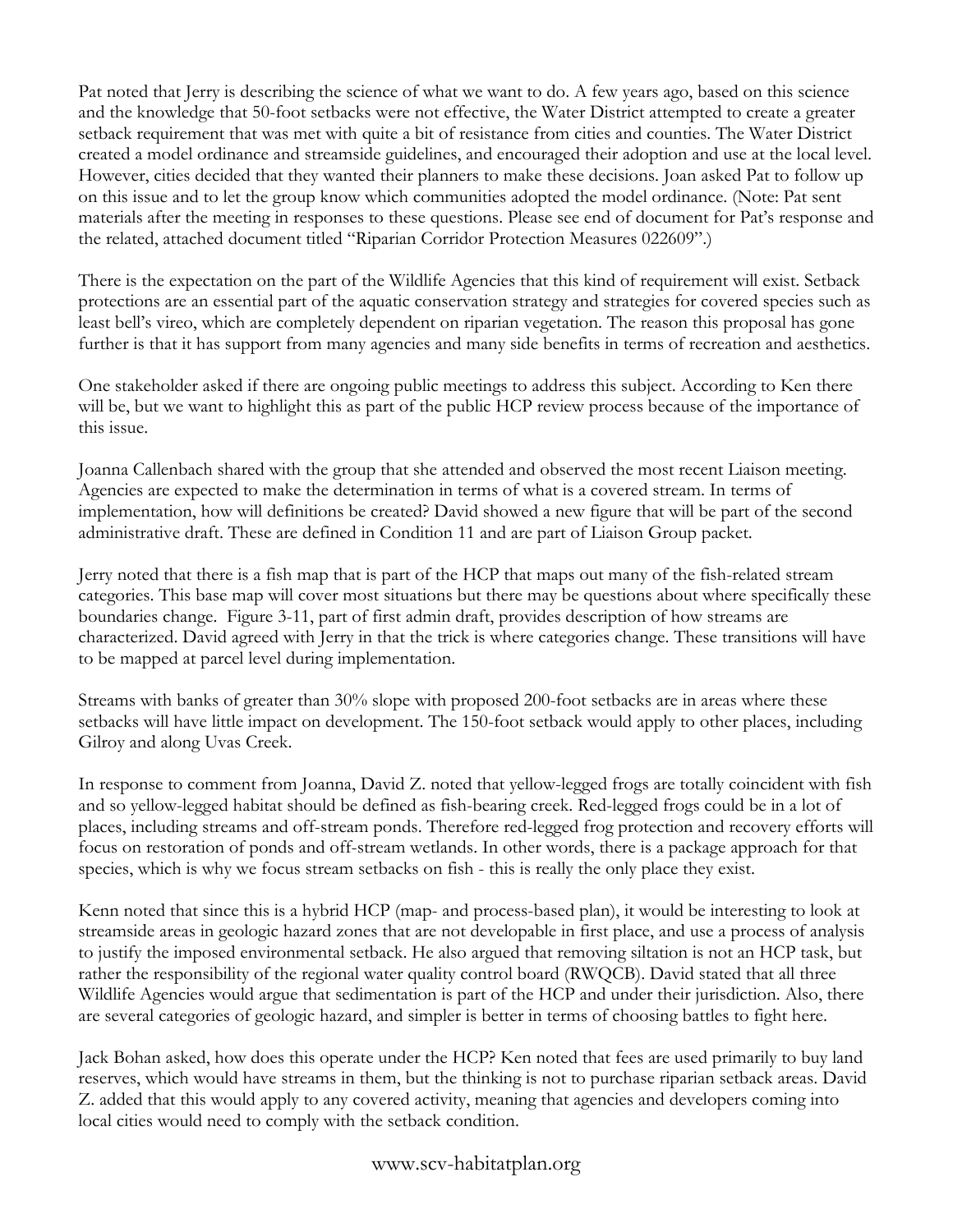Pat noted that Jerry is describing the science of what we want to do. A few years ago, based on this science and the knowledge that 50-foot setbacks were not effective, the Water District attempted to create a greater setback requirement that was met with quite a bit of resistance from cities and counties. The Water District created a model ordinance and streamside guidelines, and encouraged their adoption and use at the local level. However, cities decided that they wanted their planners to make these decisions. Joan asked Pat to follow up on this issue and to let the group know which communities adopted the model ordinance. (Note: Pat sent materials after the meeting in responses to these questions. Please see end of document for Pat's response and the related, attached document titled "Riparian Corridor Protection Measures 022609".)

There is the expectation on the part of the Wildlife Agencies that this kind of requirement will exist. Setback protections are an essential part of the aquatic conservation strategy and strategies for covered species such as least bell's vireo, which are completely dependent on riparian vegetation. The reason this proposal has gone further is that it has support from many agencies and many side benefits in terms of recreation and aesthetics.

One stakeholder asked if there are ongoing public meetings to address this subject. According to Ken there will be, but we want to highlight this as part of the public HCP review process because of the importance of this issue.

Joanna Callenbach shared with the group that she attended and observed the most recent Liaison meeting. Agencies are expected to make the determination in terms of what is a covered stream. In terms of implementation, how will definitions be created? David showed a new figure that will be part of the second administrative draft. These are defined in Condition 11 and are part of Liaison Group packet.

Jerry noted that there is a fish map that is part of the HCP that maps out many of the fish-related stream categories. This base map will cover most situations but there may be questions about where specifically these boundaries change. Figure 3-11, part of first admin draft, provides description of how streams are characterized. David agreed with Jerry in that the trick is where categories change. These transitions will have to be mapped at parcel level during implementation.

Streams with banks of greater than 30% slope with proposed 200-foot setbacks are in areas where these setbacks will have little impact on development. The 150-foot setback would apply to other places, including Gilroy and along Uvas Creek.

In response to comment from Joanna, David Z. noted that yellow-legged frogs are totally coincident with fish and so yellow-legged habitat should be defined as fish-bearing creek. Red-legged frogs could be in a lot of places, including streams and off-stream ponds. Therefore red-legged frog protection and recovery efforts will focus on restoration of ponds and off-stream wetlands. In other words, there is a package approach for that species, which is why we focus stream setbacks on fish - this is really the only place they exist.

Kenn noted that since this is a hybrid HCP (map- and process-based plan), it would be interesting to look at streamside areas in geologic hazard zones that are not developable in first place, and use a process of analysis to justify the imposed environmental setback. He also argued that removing siltation is not an HCP task, but rather the responsibility of the regional water quality control board (RWQCB). David stated that all three Wildlife Agencies would argue that sedimentation is part of the HCP and under their jurisdiction. Also, there are several categories of geologic hazard, and simpler is better in terms of choosing battles to fight here.

Jack Bohan asked, how does this operate under the HCP? Ken noted that fees are used primarily to buy land reserves, which would have streams in them, but the thinking is not to purchase riparian setback areas. David Z. added that this would apply to any covered activity, meaning that agencies and developers coming into local cities would need to comply with the setback condition.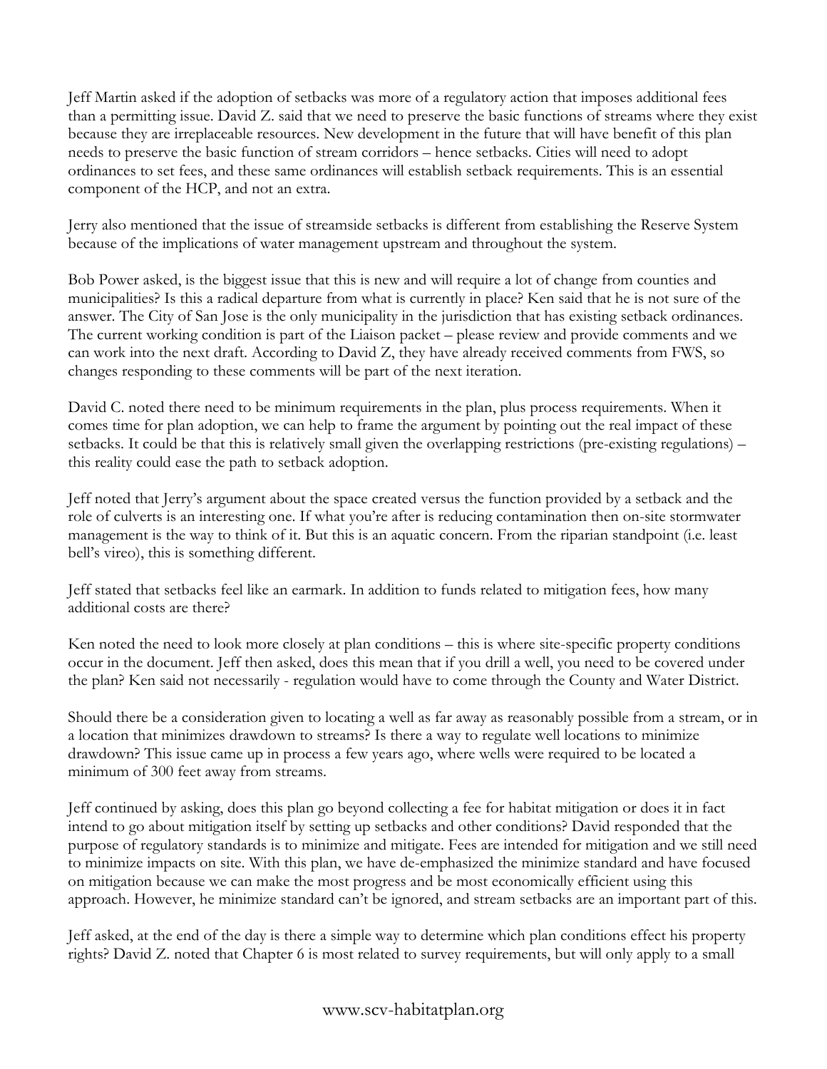Jeff Martin asked if the adoption of setbacks was more of a regulatory action that imposes additional fees than a permitting issue. David Z. said that we need to preserve the basic functions of streams where they exist because they are irreplaceable resources. New development in the future that will have benefit of this plan needs to preserve the basic function of stream corridors – hence setbacks. Cities will need to adopt ordinances to set fees, and these same ordinances will establish setback requirements. This is an essential component of the HCP, and not an extra.

Jerry also mentioned that the issue of streamside setbacks is different from establishing the Reserve System because of the implications of water management upstream and throughout the system.

Bob Power asked, is the biggest issue that this is new and will require a lot of change from counties and municipalities? Is this a radical departure from what is currently in place? Ken said that he is not sure of the answer. The City of San Jose is the only municipality in the jurisdiction that has existing setback ordinances. The current working condition is part of the Liaison packet – please review and provide comments and we can work into the next draft. According to David Z, they have already received comments from FWS, so changes responding to these comments will be part of the next iteration.

David C. noted there need to be minimum requirements in the plan, plus process requirements. When it comes time for plan adoption, we can help to frame the argument by pointing out the real impact of these setbacks. It could be that this is relatively small given the overlapping restrictions (pre-existing regulations) – this reality could ease the path to setback adoption.

Jeff noted that Jerry's argument about the space created versus the function provided by a setback and the role of culverts is an interesting one. If what you're after is reducing contamination then on-site stormwater management is the way to think of it. But this is an aquatic concern. From the riparian standpoint (i.e. least bell's vireo), this is something different.

Jeff stated that setbacks feel like an earmark. In addition to funds related to mitigation fees, how many additional costs are there?

Ken noted the need to look more closely at plan conditions – this is where site-specific property conditions occur in the document. Jeff then asked, does this mean that if you drill a well, you need to be covered under the plan? Ken said not necessarily - regulation would have to come through the County and Water District.

Should there be a consideration given to locating a well as far away as reasonably possible from a stream, or in a location that minimizes drawdown to streams? Is there a way to regulate well locations to minimize drawdown? This issue came up in process a few years ago, where wells were required to be located a minimum of 300 feet away from streams.

Jeff continued by asking, does this plan go beyond collecting a fee for habitat mitigation or does it in fact intend to go about mitigation itself by setting up setbacks and other conditions? David responded that the purpose of regulatory standards is to minimize and mitigate. Fees are intended for mitigation and we still need to minimize impacts on site. With this plan, we have de-emphasized the minimize standard and have focused on mitigation because we can make the most progress and be most economically efficient using this approach. However, he minimize standard can't be ignored, and stream setbacks are an important part of this.

Jeff asked, at the end of the day is there a simple way to determine which plan conditions effect his property rights? David Z. noted that Chapter 6 is most related to survey requirements, but will only apply to a small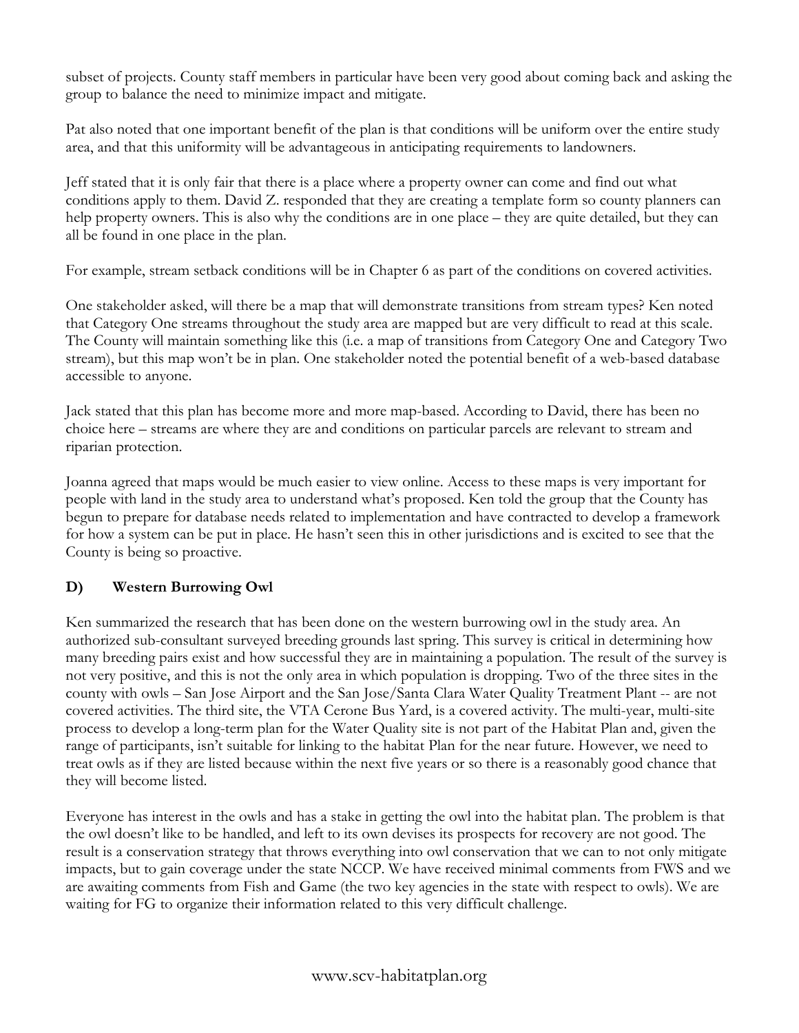subset of projects. County staff members in particular have been very good about coming back and asking the group to balance the need to minimize impact and mitigate.

Pat also noted that one important benefit of the plan is that conditions will be uniform over the entire study area, and that this uniformity will be advantageous in anticipating requirements to landowners.

Jeff stated that it is only fair that there is a place where a property owner can come and find out what conditions apply to them. David Z. responded that they are creating a template form so county planners can help property owners. This is also why the conditions are in one place – they are quite detailed, but they can all be found in one place in the plan.

For example, stream setback conditions will be in Chapter 6 as part of the conditions on covered activities.

One stakeholder asked, will there be a map that will demonstrate transitions from stream types? Ken noted that Category One streams throughout the study area are mapped but are very difficult to read at this scale. The County will maintain something like this (i.e. a map of transitions from Category One and Category Two stream), but this map won't be in plan. One stakeholder noted the potential benefit of a web-based database accessible to anyone.

Jack stated that this plan has become more and more map-based. According to David, there has been no choice here – streams are where they are and conditions on particular parcels are relevant to stream and riparian protection.

Joanna agreed that maps would be much easier to view online. Access to these maps is very important for people with land in the study area to understand what's proposed. Ken told the group that the County has begun to prepare for database needs related to implementation and have contracted to develop a framework for how a system can be put in place. He hasn't seen this in other jurisdictions and is excited to see that the County is being so proactive.

### D) Western Burrowing Owl

Ken summarized the research that has been done on the western burrowing owl in the study area. An authorized sub-consultant surveyed breeding grounds last spring. This survey is critical in determining how many breeding pairs exist and how successful they are in maintaining a population. The result of the survey is not very positive, and this is not the only area in which population is dropping. Two of the three sites in the county with owls – San Jose Airport and the San Jose/Santa Clara Water Quality Treatment Plant -- are not covered activities. The third site, the VTA Cerone Bus Yard, is a covered activity. The multi-year, multi-site process to develop a long-term plan for the Water Quality site is not part of the Habitat Plan and, given the range of participants, isn't suitable for linking to the habitat Plan for the near future. However, we need to treat owls as if they are listed because within the next five years or so there is a reasonably good chance that they will become listed.

Everyone has interest in the owls and has a stake in getting the owl into the habitat plan. The problem is that the owl doesn't like to be handled, and left to its own devises its prospects for recovery are not good. The result is a conservation strategy that throws everything into owl conservation that we can to not only mitigate impacts, but to gain coverage under the state NCCP. We have received minimal comments from FWS and we are awaiting comments from Fish and Game (the two key agencies in the state with respect to owls). We are waiting for FG to organize their information related to this very difficult challenge.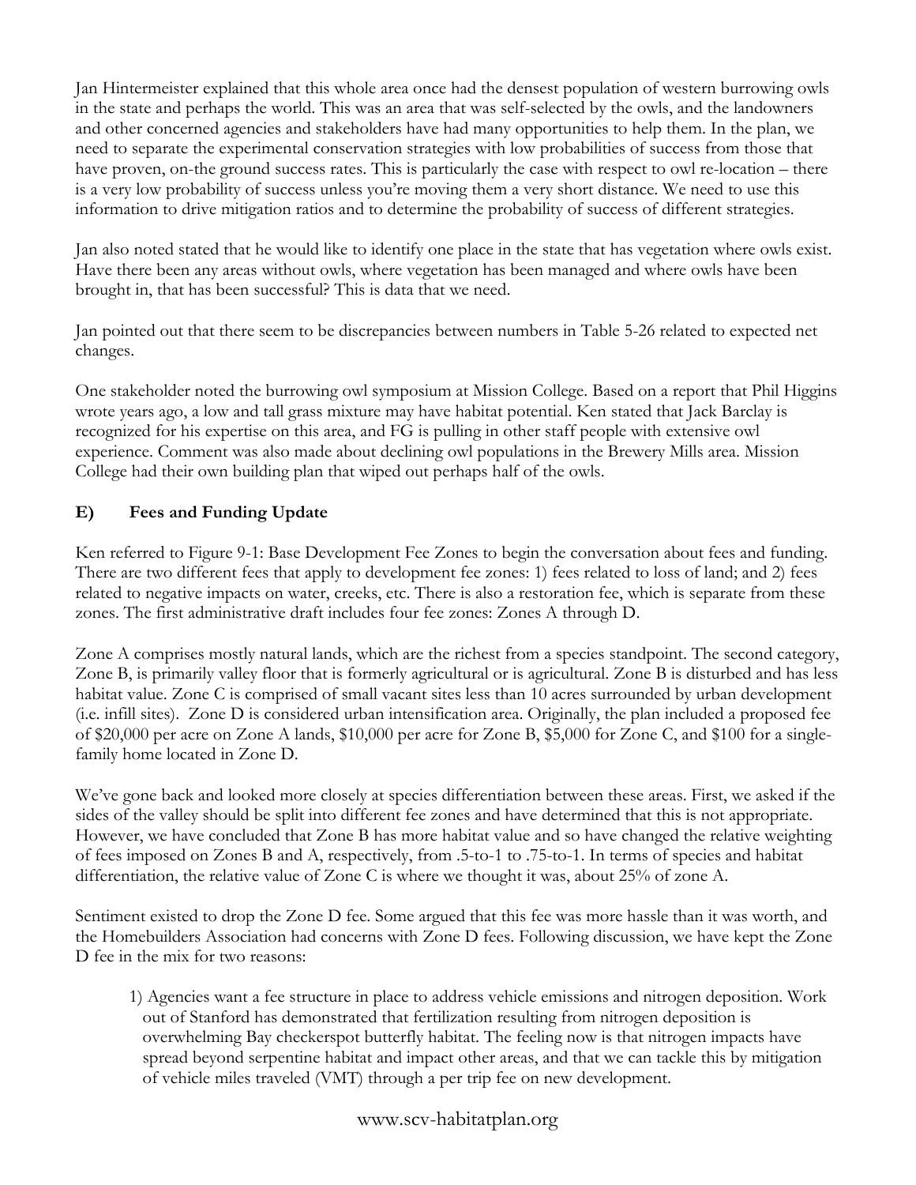Jan Hintermeister explained that this whole area once had the densest population of western burrowing owls in the state and perhaps the world. This was an area that was self-selected by the owls, and the landowners and other concerned agencies and stakeholders have had many opportunities to help them. In the plan, we need to separate the experimental conservation strategies with low probabilities of success from those that have proven, on-the ground success rates. This is particularly the case with respect to owl re-location – there is a very low probability of success unless you're moving them a very short distance. We need to use this information to drive mitigation ratios and to determine the probability of success of different strategies.

Jan also noted stated that he would like to identify one place in the state that has vegetation where owls exist. Have there been any areas without owls, where vegetation has been managed and where owls have been brought in, that has been successful? This is data that we need.

Jan pointed out that there seem to be discrepancies between numbers in Table 5-26 related to expected net changes.

One stakeholder noted the burrowing owl symposium at Mission College. Based on a report that Phil Higgins wrote years ago, a low and tall grass mixture may have habitat potential. Ken stated that Jack Barclay is recognized for his expertise on this area, and FG is pulling in other staff people with extensive owl experience. Comment was also made about declining owl populations in the Brewery Mills area. Mission College had their own building plan that wiped out perhaps half of the owls.

## E) Fees and Funding Update

Ken referred to Figure 9-1: Base Development Fee Zones to begin the conversation about fees and funding. There are two different fees that apply to development fee zones: 1) fees related to loss of land; and 2) fees related to negative impacts on water, creeks, etc. There is also a restoration fee, which is separate from these zones. The first administrative draft includes four fee zones: Zones A through D.

Zone A comprises mostly natural lands, which are the richest from a species standpoint. The second category, Zone B, is primarily valley floor that is formerly agricultural or is agricultural. Zone B is disturbed and has less habitat value. Zone C is comprised of small vacant sites less than 10 acres surrounded by urban development (i.e. infill sites). Zone D is considered urban intensification area. Originally, the plan included a proposed fee of $20,000 per acre on Zone A lands, $10,000 per acre for Zone B, $5,000 for Zone C, and $100 for a single-family home located in Zone D.

We've gone back and looked more closely at species differentiation between these areas. First, we asked if the sides of the valley should be split into different fee zones and have determined that this is not appropriate. However, we have concluded that Zone B has more habitat value and so have changed the relative weighting of fees imposed on Zones B and A, respectively, from .5-to-1 to .75-to-1. In terms of species and habitat differentiation, the relative value of Zone C is where we thought it was, about 25% of zone A.

Sentiment existed to drop the Zone D fee. Some argued that this fee was more hassle than it was worth, and the Homebuilders Association had concerns with Zone D fees. Following discussion, we have kept the Zone D fee in the mix for two reasons:

1) Agencies want a fee structure in place to address vehicle emissions and nitrogen deposition. Work out of Stanford has demonstrated that fertilization resulting from nitrogen deposition is overwhelming Bay checkerspot butterfly habitat. The feeling now is that nitrogen impacts have spread beyond serpentine habitat and impact other areas, and that we can tackle this by mitigation of vehicle miles traveled (VMT) through a per trip fee on new development.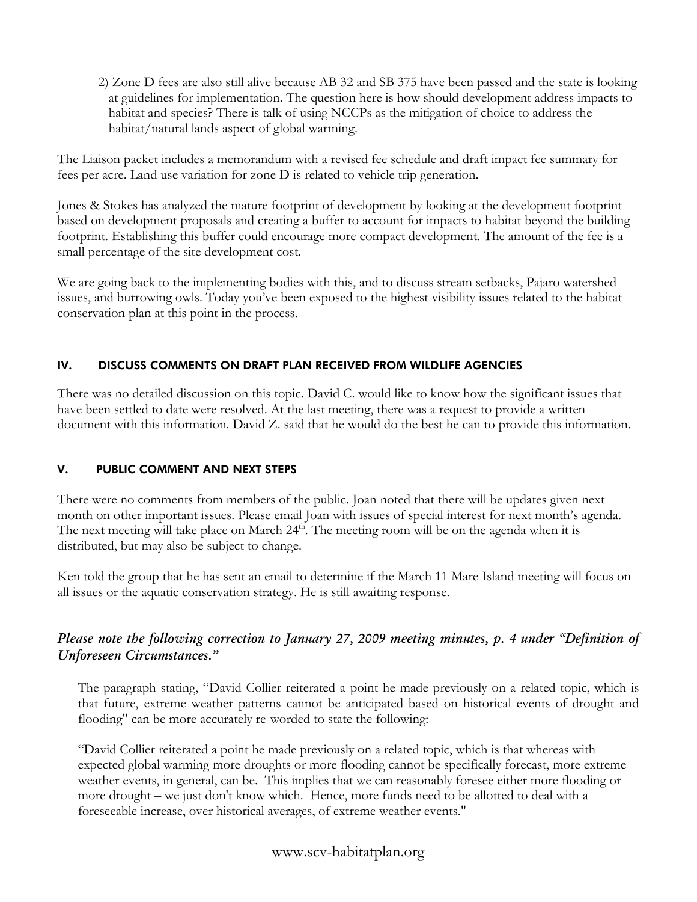2) Zone D fees are also still alive because AB 32 and SB 375 have been passed and the state is looking at guidelines for implementation. The question here is how should development address impacts to habitat and species? There is talk of using NCCPs as the mitigation of choice to address the habitat/natural lands aspect of global warming.

The Liaison packet includes a memorandum with a revised fee schedule and draft impact fee summary for fees per acre. Land use variation for zone D is related to vehicle trip generation.

Jones & Stokes has analyzed the mature footprint of development by looking at the development footprint based on development proposals and creating a buffer to account for impacts to habitat beyond the building footprint. Establishing this buffer could encourage more compact development. The amount of the fee is a small percentage of the site development cost.

We are going back to the implementing bodies with this, and to discuss stream setbacks, Pajaro watershed issues, and burrowing owls. Today you've been exposed to the highest visibility issues related to the habitat conservation plan at this point in the process.

## IV. DISCUSS COMMENTS ON DRAFT PLAN RECEIVED FROM WILDLIFE AGENCIES

There was no detailed discussion on this topic. David C. would like to know how the significant issues that have been settled to date were resolved. At the last meeting, there was a request to provide a written document with this information. David Z. said that he would do the best he can to provide this information.

## V. PUBLIC COMMENT AND NEXT STEPS

There were no comments from members of the public. Joan noted that there will be updates given next month on other important issues. Please email Joan with issues of special interest for next month's agenda. The next meeting will take place on March 24th. The meeting room will be on the agenda when it is distributed, but may also be subject to change.

Ken told the group that he has sent an email to determine if the March 11 Mare Island meeting will focus on all issues or the aquatic conservation strategy. He is still awaiting response.

### *Please note the following correction to January 27, 2009 meeting minutes, p. 4 under "Definition of Unforeseen Circumstances."*

The paragraph stating, "David Collier reiterated a point he made previously on a related topic, which is that future, extreme weather patterns cannot be anticipated based on historical events of drought and flooding" can be more accurately re-worded to state the following:

"David Collier reiterated a point he made previously on a related topic, which is that whereas with expected global warming more droughts or more flooding cannot be specifically forecast, more extreme weather events, in general, can be. This implies that we can reasonably foresee either more flooding or more drought – we just don't know which. Hence, more funds need to be allotted to deal with a foreseeable increase, over historical averages, of extreme weather events."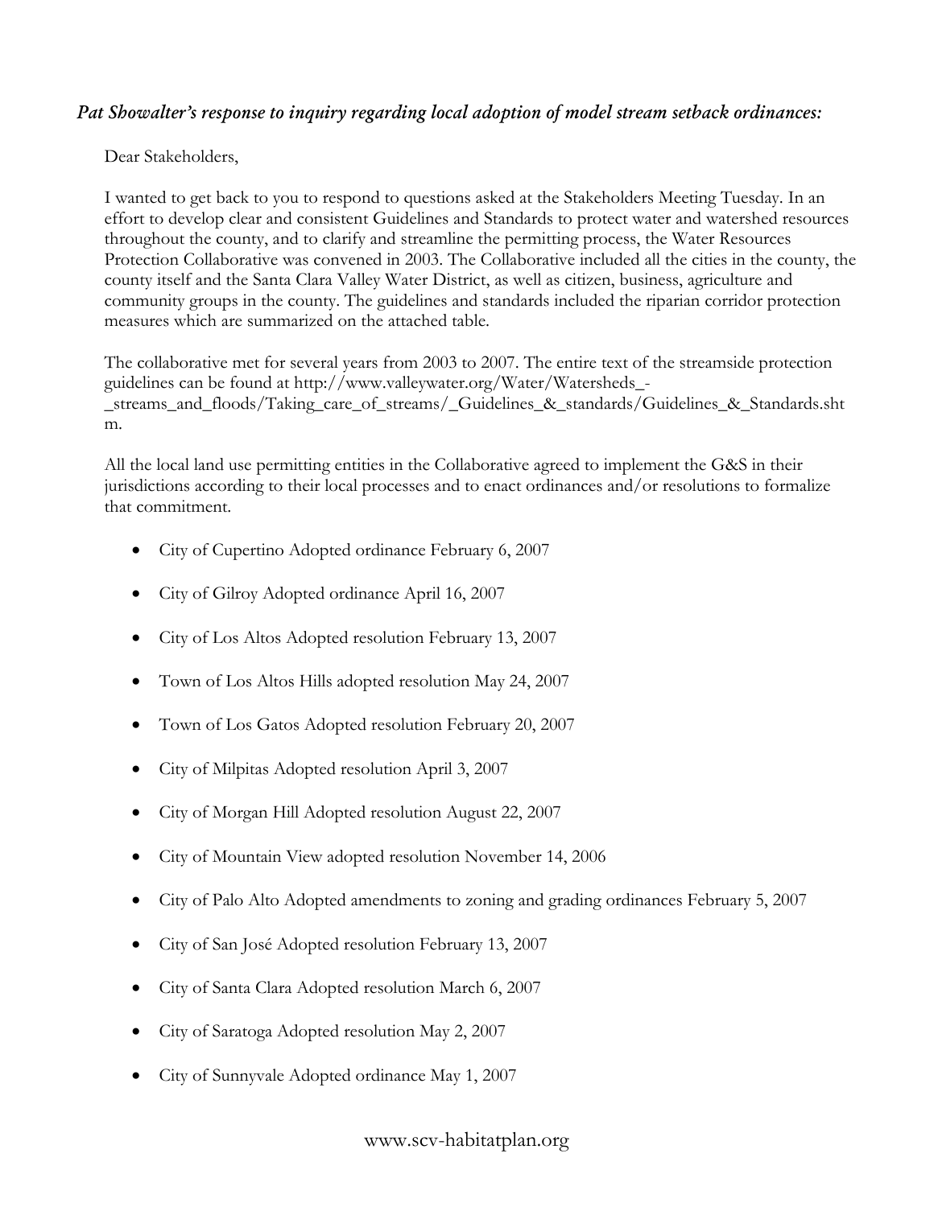*Pat Showalter's response to inquiry regarding local adoption of model stream setback ordinances:*

Dear Stakeholders,

I wanted to get back to you to respond to questions asked at the Stakeholders Meeting Tuesday. In an effort to develop clear and consistent Guidelines and Standards to protect water and watershed resources throughout the county, and to clarify and streamline the permitting process, the Water Resources Protection Collaborative was convened in 2003. The Collaborative included all the cities in the county, the county itself and the Santa Clara Valley Water District, as well as citizen, business, agriculture and community groups in the county. The guidelines and standards included the riparian corridor protection measures which are summarized on the attached table.

The collaborative met for several years from 2003 to 2007. The entire text of the streamside protection guidelines can be found at http://www.valleywater.org/Water/Watersheds_-_streams_and_floods/Taking_care_of_streams/_Guidelines_&_standards/Guidelines_&_Standards.shtm.

All the local land use permitting entities in the Collaborative agreed to implement the G&S in their jurisdictions according to their local processes and to enact ordinances and/or resolutions to formalize that commitment.

- City of Cupertino Adopted ordinance February 6, 2007
- City of Gilroy Adopted ordinance April 16, 2007
- City of Los Altos Adopted resolution February 13, 2007
- Town of Los Altos Hills adopted resolution May 24, 2007
- Town of Los Gatos Adopted resolution February 20, 2007
- City of Milpitas Adopted resolution April 3, 2007
- City of Morgan Hill Adopted resolution August 22, 2007
- City of Mountain View adopted resolution November 14, 2006
- City of Palo Alto Adopted amendments to zoning and grading ordinances February 5, 2007
- City of San José Adopted resolution February 13, 2007
- City of Santa Clara Adopted resolution March 6, 2007
- City of Saratoga Adopted resolution May 2, 2007
- City of Sunnyvale Adopted ordinance May 1, 2007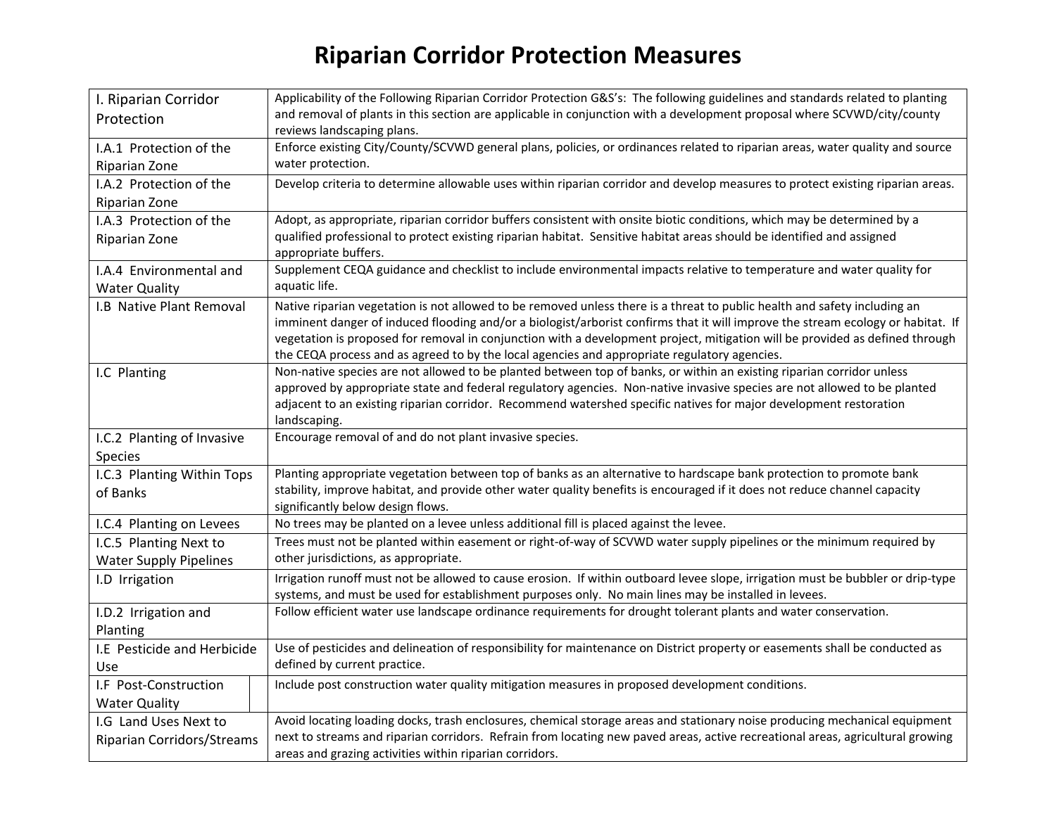# Riparian Corridor Protection Measures

| | |
|---|---|
| I. Riparian Corridor Protection | Applicability of the Following Riparian Corridor Protection G&S's: The following guidelines and standards related to planting and removal of plants in this section are applicable in conjunction with a development proposal where SCVWD/city/county reviews landscaping plans. |
| I.A.1 Protection of the Riparian Zone | Enforce existing City/County/SCVWD general plans, policies, or ordinances related to riparian areas, water quality and source water protection. |
| I.A.2 Protection of the Riparian Zone | Develop criteria to determine allowable uses within riparian corridor and develop measures to protect existing riparian areas. |
| I.A.3 Protection of the Riparian Zone | Adopt, as appropriate, riparian corridor buffers consistent with onsite biotic conditions, which may be determined by a qualified professional to protect existing riparian habitat. Sensitive habitat areas should be identified and assigned appropriate buffers. |
| I.A.4 Environmental and Water Quality | Supplement CEQA guidance and checklist to include environmental impacts relative to temperature and water quality for aquatic life. |
| I.B Native Plant Removal | Native riparian vegetation is not allowed to be removed unless there is a threat to public health and safety including an imminent danger of induced flooding and/or a biologist/arborist confirms that it will improve the stream ecology or habitat. If vegetation is proposed for removal in conjunction with a development project, mitigation will be provided as defined through the CEQA process and as agreed to by the local agencies and appropriate regulatory agencies. |
| I.C Planting | Non-native species are not allowed to be planted between top of banks, or within an existing riparian corridor unless approved by appropriate state and federal regulatory agencies. Non-native invasive species are not allowed to be planted adjacent to an existing riparian corridor. Recommend watershed specific natives for major development restoration landscaping. |
| I.C.2 Planting of Invasive Species | Encourage removal of and do not plant invasive species. |
| I.C.3 Planting Within Tops of Banks | Planting appropriate vegetation between top of banks as an alternative to hardscape bank protection to promote bank stability, improve habitat, and provide other water quality benefits is encouraged if it does not reduce channel capacity significantly below design flows. |
| I.C.4 Planting on Levees | No trees may be planted on a levee unless additional fill is placed against the levee. |
| I.C.5 Planting Next to Water Supply Pipelines | Trees must not be planted within easement or right-of-way of SCVWD water supply pipelines or the minimum required by other jurisdictions, as appropriate. |
| I.D Irrigation | Irrigation runoff must not be allowed to cause erosion. If within outboard levee slope, irrigation must be bubbler or drip-type systems, and must be used for establishment purposes only. No main lines may be installed in levees. |
| I.D.2 Irrigation and Planting | Follow efficient water use landscape ordinance requirements for drought tolerant plants and water conservation. |
| I.E Pesticide and Herbicide Use | Use of pesticides and delineation of responsibility for maintenance on District property or easements shall be conducted as defined by current practice. |
| I.F Post-Construction Water Quality | Include post construction water quality mitigation measures in proposed development conditions. |
| I.G Land Uses Next to Riparian Corridors/Streams | Avoid locating loading docks, trash enclosures, chemical storage areas and stationary noise producing mechanical equipment next to streams and riparian corridors. Refrain from locating new paved areas, active recreational areas, agricultural growing areas and grazing activities within riparian corridors. |